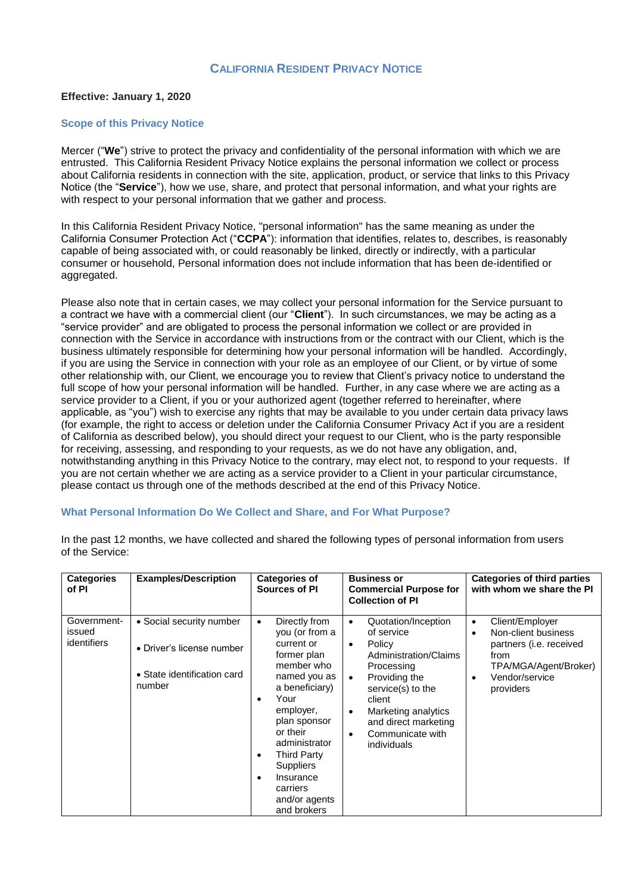# CALIFORNIA RESIDENT PRIVACY NOTICE

**Effective: January 1, 2020**

## Scope of this Privacy Notice

Mercer ("**We**") strive to protect the privacy and confidentiality of the personal information with which we are entrusted. This California Resident Privacy Notice explains the personal information we collect or process about California residents in connection with the site, application, product, or service that links to this Privacy Notice (the "**Service**"), how we use, share, and protect that personal information, and what your rights are with respect to your personal information that we gather and process.

In this California Resident Privacy Notice, "personal information" has the same meaning as under the California Consumer Protection Act ("**CCPA**"): information that identifies, relates to, describes, is reasonably capable of being associated with, or could reasonably be linked, directly or indirectly, with a particular consumer or household, Personal information does not include information that has been de-identified or aggregated.

Please also note that in certain cases, we may collect your personal information for the Service pursuant to a contract we have with a commercial client (our "**Client**"). In such circumstances, we may be acting as a "service provider" and are obligated to process the personal information we collect or are provided in connection with the Service in accordance with instructions from or the contract with our Client, which is the business ultimately responsible for determining how your personal information will be handled. Accordingly, if you are using the Service in connection with your role as an employee of our Client, or by virtue of some other relationship with, our Client, we encourage you to review that Client's privacy notice to understand the full scope of how your personal information will be handled. Further, in any case where we are acting as a service provider to a Client, if you or your authorized agent (together referred to hereinafter, where applicable, as "you") wish to exercise any rights that may be available to you under certain data privacy laws (for example, the right to access or deletion under the California Consumer Privacy Act if you are a resident of California as described below), you should direct your request to our Client, who is the party responsible for receiving, assessing, and responding to your requests, as we do not have any obligation, and, notwithstanding anything in this Privacy Notice to the contrary, may elect not, to respond to your requests. If you are not certain whether we are acting as a service provider to a Client in your particular circumstance, please contact us through one of the methods described at the end of this Privacy Notice.

## What Personal Information Do We Collect and Share, and For What Purpose?

In the past 12 months, we have collected and shared the following types of personal information from users of the Service:

| Categories of PI | Examples/Description | Categories of Sources of PI | Business or Commercial Purpose for Collection of PI | Categories of third parties with whom we share the PI |
|---|---|---|---|---|
| Government-issued identifiers | • Social security number<br>• Driver's license number<br>• State identification card number | • Directly from you (or from a current or former plan member who named you as a beneficiary)<br>• Your employer, plan sponsor or their administrator<br>• Third Party Suppliers<br>• Insurance carriers and/or agents and brokers | • Quotation/Inception of service<br>• Policy Administration/Claims Processing<br>• Providing the service(s) to the client<br>• Marketing analytics and direct marketing<br>• Communicate with individuals | • Client/Employer<br>• Non-client business partners (i.e. received from TPA/MGA/Agent/Broker)<br>• Vendor/service providers |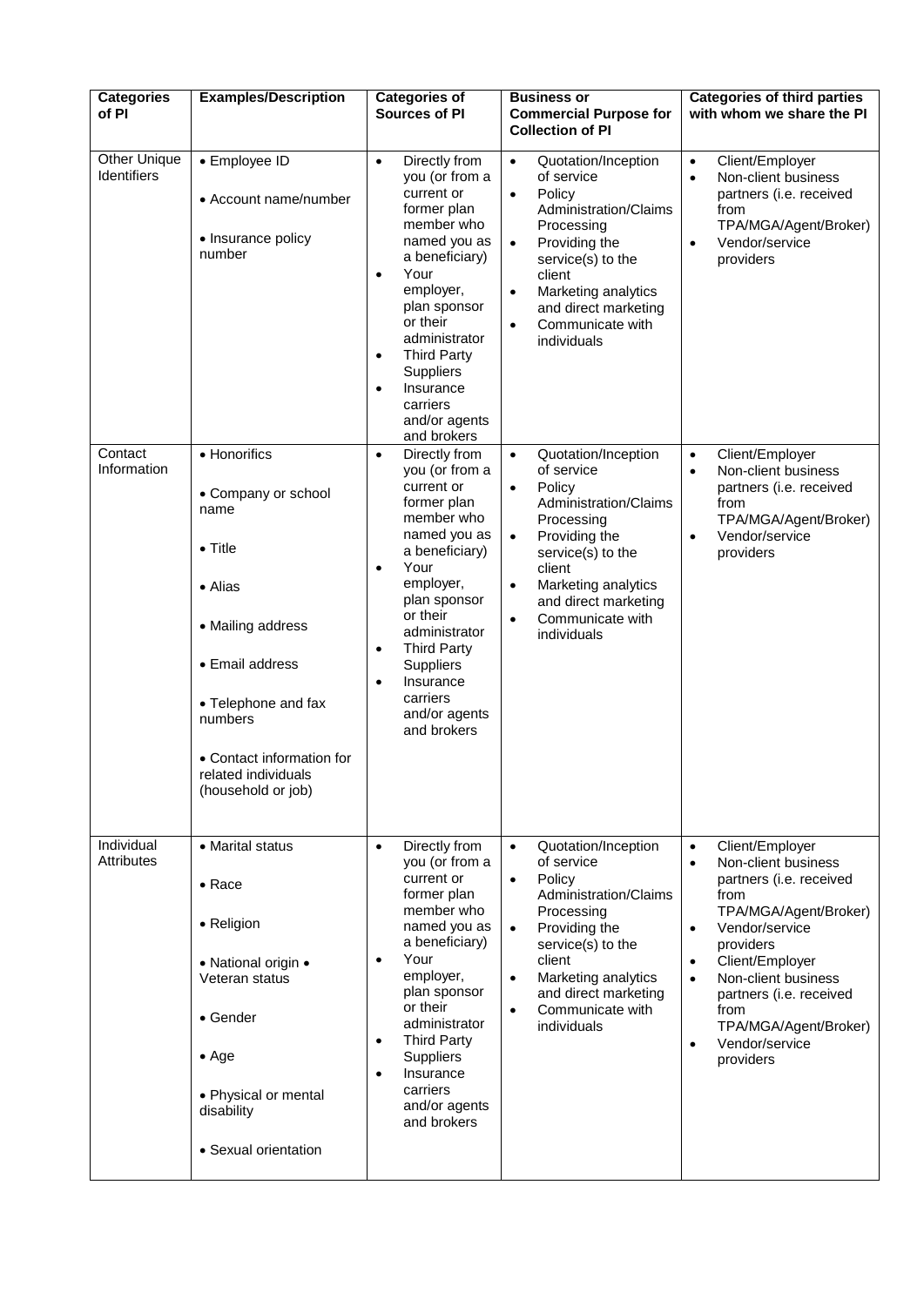| Categories of PI | Examples/Description | Categories of Sources of PI | Business or Commercial Purpose for Collection of PI | Categories of third parties with whom we share the PI |
|---|---|---|---|---|
| Other Unique Identifiers | • Employee ID<br><br>• Account name/number<br><br>• Insurance policy number | • Directly from you (or from a current or former plan member who named you as a beneficiary)<br>• Your employer, plan sponsor or their administrator<br>• Third Party Suppliers<br>• Insurance carriers and/or agents and brokers | • Quotation/Inception of service<br>• Policy Administration/Claims Processing<br>• Providing the service(s) to the client<br>• Marketing analytics and direct marketing<br>• Communicate with individuals | • Client/Employer<br>• Non-client business partners (i.e. received from TPA/MGA/Agent/Broker)<br>• Vendor/service providers |
| Contact Information | • Honorifics<br><br>• Company or school name<br><br>• Title<br><br>• Alias<br><br>• Mailing address<br><br>• Email address<br><br>• Telephone and fax numbers<br><br>• Contact information for related individuals (household or job) | • Directly from you (or from a current or former plan member who named you as a beneficiary)<br>• Your employer, plan sponsor or their administrator<br>• Third Party Suppliers<br>• Insurance carriers and/or agents and brokers | • Quotation/Inception of service<br>• Policy Administration/Claims Processing<br>• Providing the service(s) to the client<br>• Marketing analytics and direct marketing<br>• Communicate with individuals | • Client/Employer<br>• Non-client business partners (i.e. received from TPA/MGA/Agent/Broker)<br>• Vendor/service providers |
| Individual Attributes | • Marital status<br><br>• Race<br><br>• Religion<br><br>• National origin • Veteran status<br><br>• Gender<br><br>• Age<br><br>• Physical or mental disability<br><br>• Sexual orientation | • Directly from you (or from a current or former plan member who named you as a beneficiary)<br>• Your employer, plan sponsor or their administrator<br>• Third Party Suppliers<br>• Insurance carriers and/or agents and brokers | • Quotation/Inception of service<br>• Policy Administration/Claims Processing<br>• Providing the service(s) to the client<br>• Marketing analytics and direct marketing<br>• Communicate with individuals | • Client/Employer<br>• Non-client business partners (i.e. received from TPA/MGA/Agent/Broker)<br>• Vendor/service providers<br>• Client/Employer<br>• Non-client business partners (i.e. received from TPA/MGA/Agent/Broker)<br>• Vendor/service providers |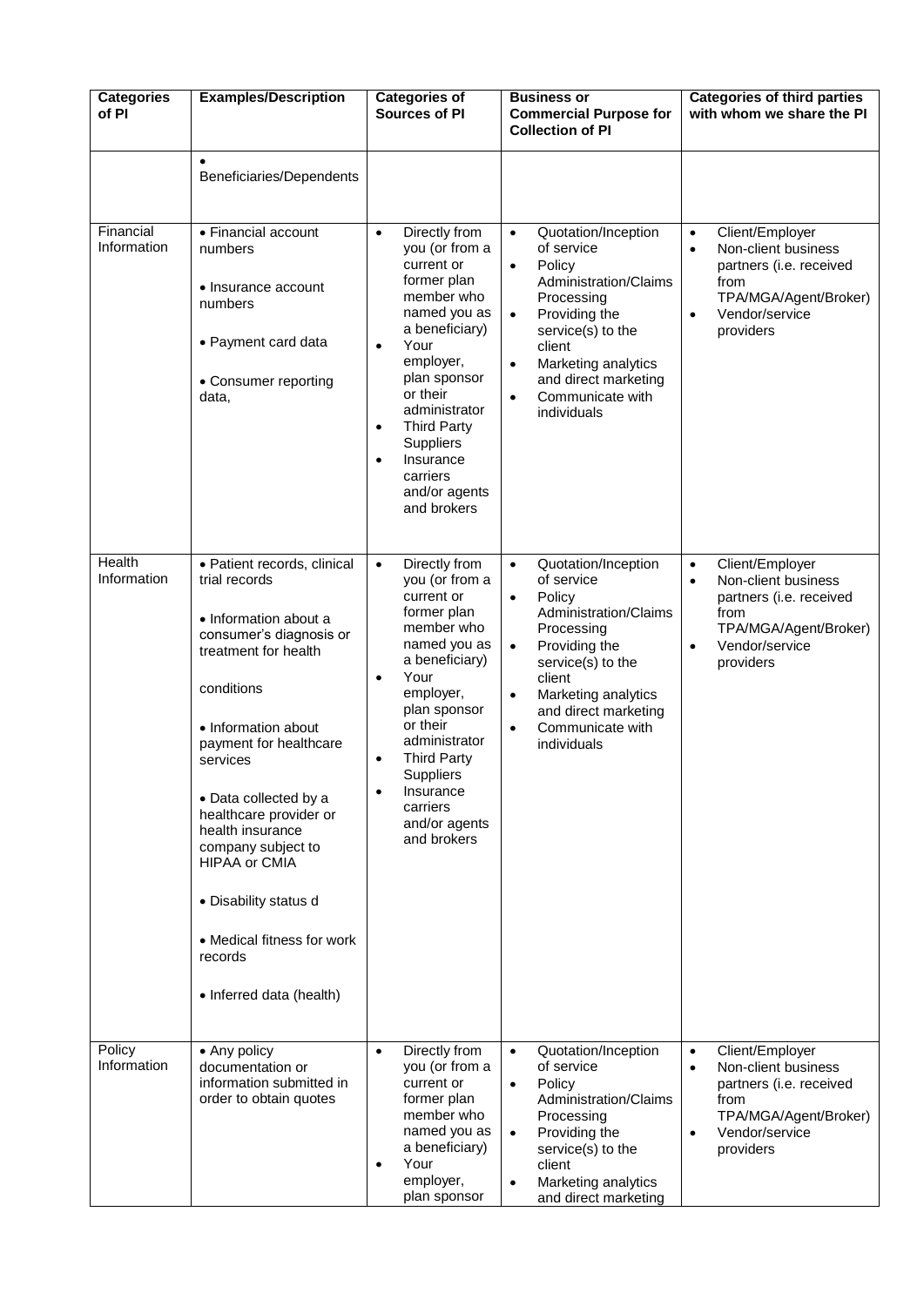| Categories of PI | Examples/Description | Categories of Sources of PI | Business or Commercial Purpose for Collection of PI | Categories of third parties with whom we share the PI |
|---|---|---|---|---|
| | • Beneficiaries/Dependents | | | |
| Financial Information | • Financial account numbers<br><br>• Insurance account numbers<br><br>• Payment card data<br><br>• Consumer reporting data, | • Directly from you (or from a current or former plan member who named you as a beneficiary)<br>• Your employer, plan sponsor or their administrator<br>• Third Party Suppliers<br>• Insurance carriers and/or agents and brokers | • Quotation/Inception of service<br>• Policy Administration/Claims Processing<br>• Providing the service(s) to the client<br>• Marketing analytics and direct marketing<br>• Communicate with individuals | • Client/Employer<br>• Non-client business partners (i.e. received from TPA/MGA/Agent/Broker)<br>• Vendor/service providers |
| Health Information | • Patient records, clinical trial records<br><br>• Information about a consumer's diagnosis or treatment for health<br><br>conditions<br><br>• Information about payment for healthcare services<br><br>• Data collected by a healthcare provider or health insurance company subject to HIPAA or CMIA<br><br>• Disability status d<br><br>• Medical fitness for work records<br><br>• Inferred data (health) | • Directly from you (or from a current or former plan member who named you as a beneficiary)<br>• Your employer, plan sponsor or their administrator<br>• Third Party Suppliers<br>• Insurance carriers and/or agents and brokers | • Quotation/Inception of service<br>• Policy Administration/Claims Processing<br>• Providing the service(s) to the client<br>• Marketing analytics and direct marketing<br>• Communicate with individuals | • Client/Employer<br>• Non-client business partners (i.e. received from TPA/MGA/Agent/Broker)<br>• Vendor/service providers |
| Policy Information | • Any policy documentation or information submitted in order to obtain quotes | • Directly from you (or from a current or former plan member who named you as a beneficiary)<br>• Your employer, plan sponsor | • Quotation/Inception of service<br>• Policy Administration/Claims Processing<br>• Providing the service(s) to the client<br>• Marketing analytics and direct marketing | • Client/Employer<br>• Non-client business partners (i.e. received from TPA/MGA/Agent/Broker)<br>• Vendor/service providers |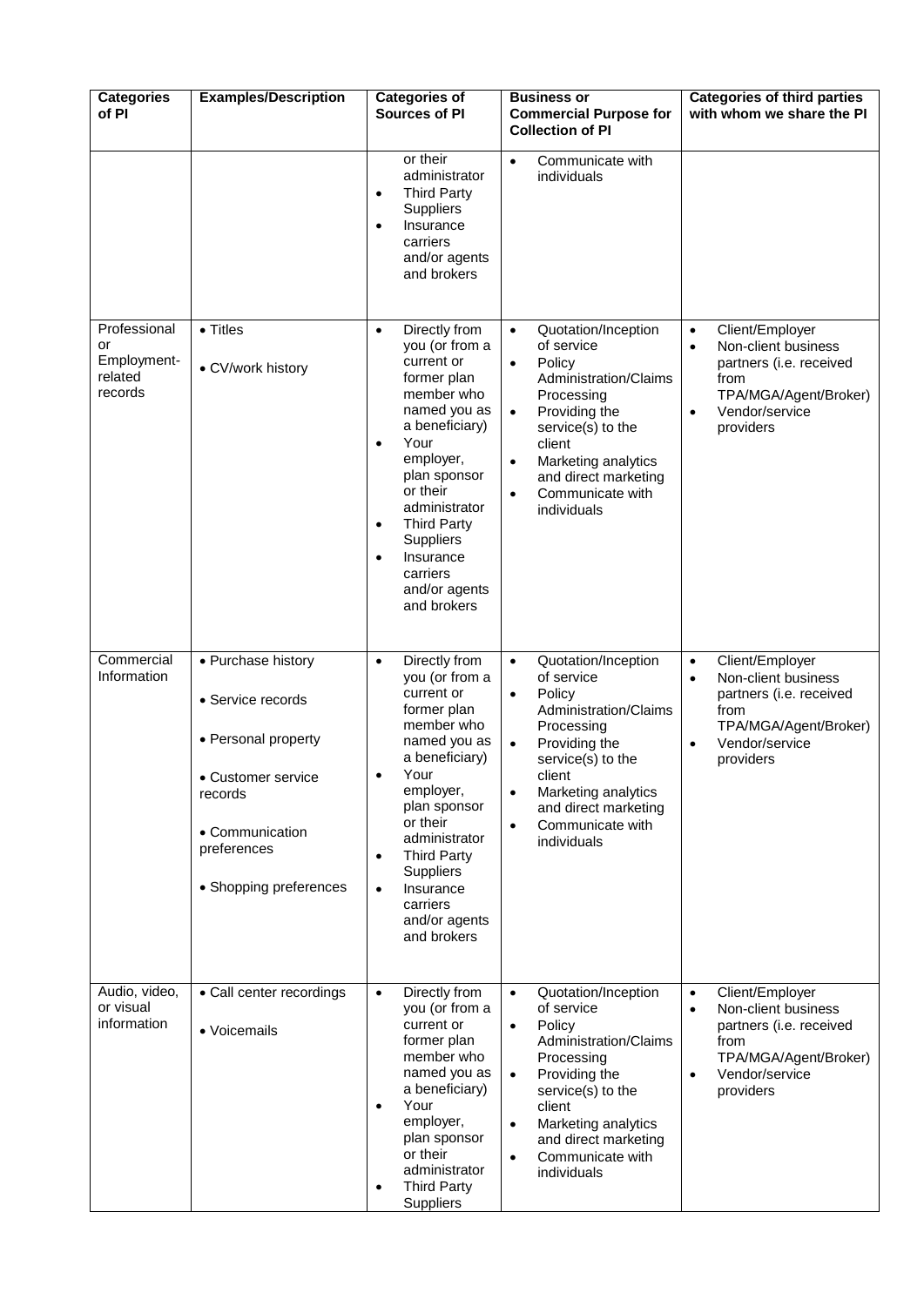| Categories of PI | Examples/Description | Categories of Sources of PI | Business or Commercial Purpose for Collection of PI | Categories of third parties with whom we share the PI |
|---|---|---|---|---|
| | | or their administrator<br>• Third Party Suppliers<br>• Insurance carriers and/or agents and brokers | • Communicate with individuals | |
| Professional or Employment-related records | • Titles<br>• CV/work history | • Directly from you (or from a current or former plan member who named you as a beneficiary)<br>• Your employer, plan sponsor or their administrator<br>• Third Party Suppliers<br>• Insurance carriers and/or agents and brokers | • Quotation/Inception of service<br>• Policy Administration/Claims Processing<br>• Providing the service(s) to the client<br>• Marketing analytics and direct marketing<br>• Communicate with individuals | • Client/Employer<br>• Non-client business partners (i.e. received from TPA/MGA/Agent/Broker)<br>• Vendor/service providers |
| Commercial Information | • Purchase history<br>• Service records<br>• Personal property<br>• Customer service records<br>• Communication preferences<br>• Shopping preferences | • Directly from you (or from a current or former plan member who named you as a beneficiary)<br>• Your employer, plan sponsor or their administrator<br>• Third Party Suppliers<br>• Insurance carriers and/or agents and brokers | • Quotation/Inception of service<br>• Policy Administration/Claims Processing<br>• Providing the service(s) to the client<br>• Marketing analytics and direct marketing<br>• Communicate with individuals | • Client/Employer<br>• Non-client business partners (i.e. received from TPA/MGA/Agent/Broker)<br>• Vendor/service providers |
| Audio, video, or visual information | • Call center recordings<br>• Voicemails | • Directly from you (or from a current or former plan member who named you as a beneficiary)<br>• Your employer, plan sponsor or their administrator<br>• Third Party Suppliers | • Quotation/Inception of service<br>• Policy Administration/Claims Processing<br>• Providing the service(s) to the client<br>• Marketing analytics and direct marketing<br>• Communicate with individuals | • Client/Employer<br>• Non-client business partners (i.e. received from TPA/MGA/Agent/Broker)<br>• Vendor/service providers |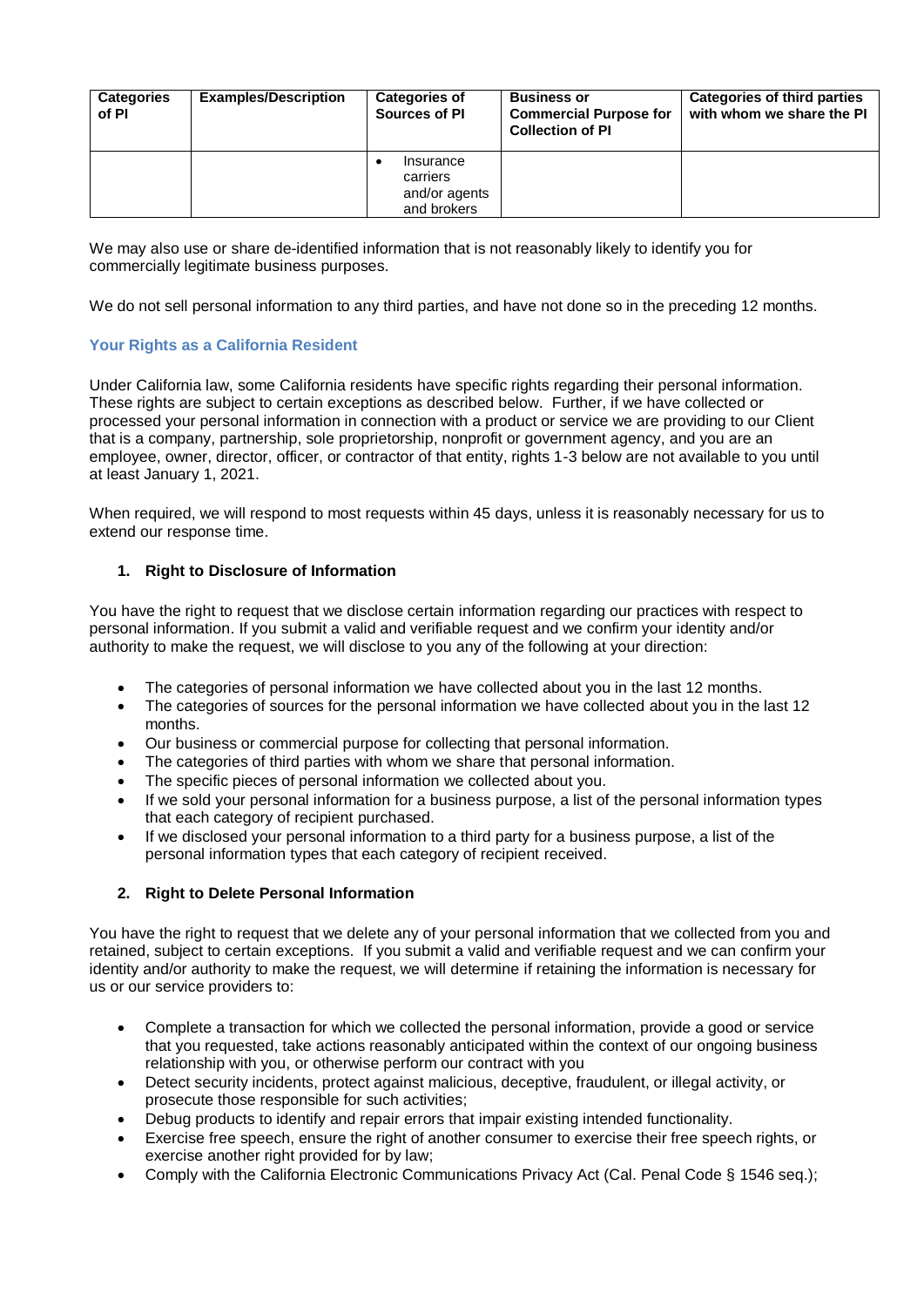| Categories of PI | Examples/Description | Categories of Sources of PI | Business or Commercial Purpose for Collection of PI | Categories of third parties with whom we share the PI |
| --- | --- | --- | --- | --- |
| | | • Insurance carriers and/or agents and brokers | | |

We may also use or share de-identified information that is not reasonably likely to identify you for commercially legitimate business purposes.

We do not sell personal information to any third parties, and have not done so in the preceding 12 months.

## Your Rights as a California Resident

Under California law, some California residents have specific rights regarding their personal information. These rights are subject to certain exceptions as described below. Further, if we have collected or processed your personal information in connection with a product or service we are providing to our Client that is a company, partnership, sole proprietorship, nonprofit or government agency, and you are an employee, owner, director, officer, or contractor of that entity, rights 1-3 below are not available to you until at least January 1, 2021.

When required, we will respond to most requests within 45 days, unless it is reasonably necessary for us to extend our response time.

### 1. Right to Disclosure of Information

You have the right to request that we disclose certain information regarding our practices with respect to personal information. If you submit a valid and verifiable request and we confirm your identity and/or authority to make the request, we will disclose to you any of the following at your direction:

- The categories of personal information we have collected about you in the last 12 months.
- The categories of sources for the personal information we have collected about you in the last 12 months.
- Our business or commercial purpose for collecting that personal information.
- The categories of third parties with whom we share that personal information.
- The specific pieces of personal information we collected about you.
- If we sold your personal information for a business purpose, a list of the personal information types that each category of recipient purchased.
- If we disclosed your personal information to a third party for a business purpose, a list of the personal information types that each category of recipient received.

### 2. Right to Delete Personal Information

You have the right to request that we delete any of your personal information that we collected from you and retained, subject to certain exceptions. If you submit a valid and verifiable request and we can confirm your identity and/or authority to make the request, we will determine if retaining the information is necessary for us or our service providers to:

- Complete a transaction for which we collected the personal information, provide a good or service that you requested, take actions reasonably anticipated within the context of our ongoing business relationship with you, or otherwise perform our contract with you
- Detect security incidents, protect against malicious, deceptive, fraudulent, or illegal activity, or prosecute those responsible for such activities;
- Debug products to identify and repair errors that impair existing intended functionality.
- Exercise free speech, ensure the right of another consumer to exercise their free speech rights, or exercise another right provided for by law;
- Comply with the California Electronic Communications Privacy Act (Cal. Penal Code § 1546 seq.);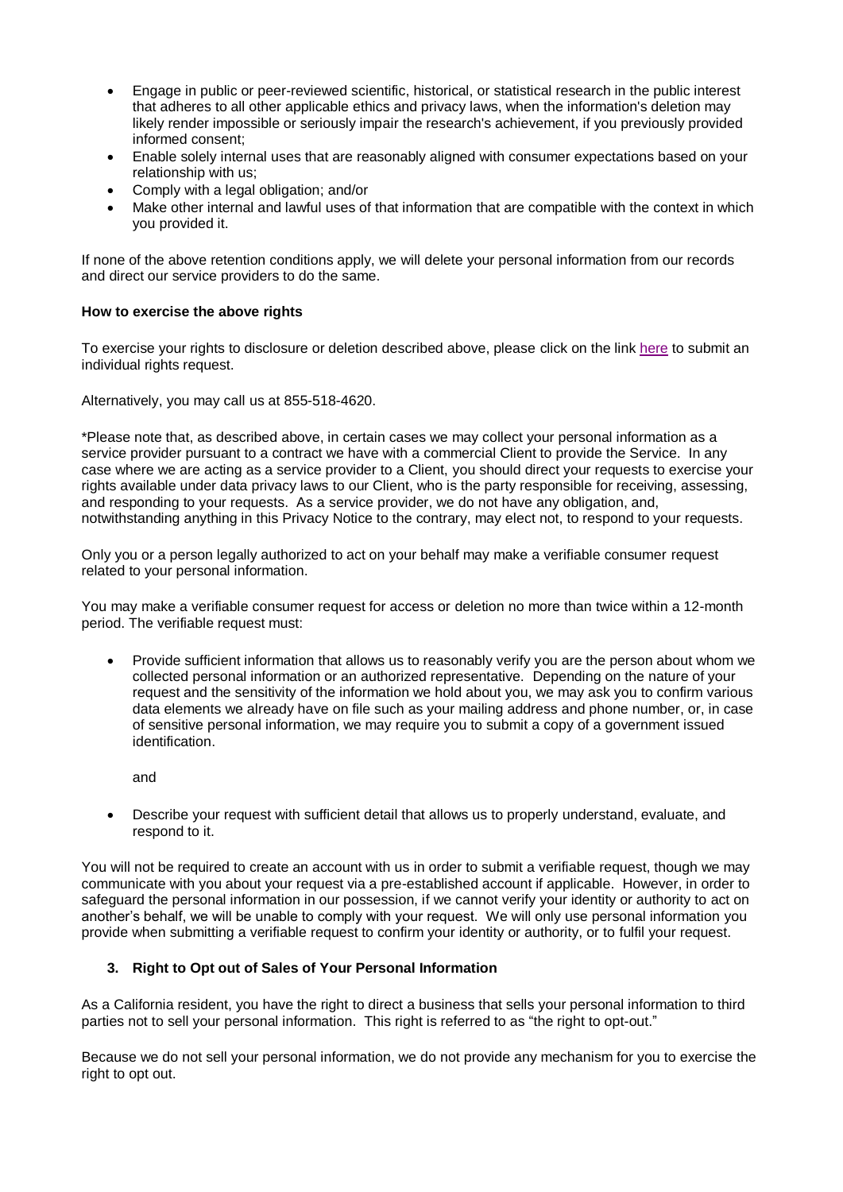- Engage in public or peer-reviewed scientific, historical, or statistical research in the public interest that adheres to all other applicable ethics and privacy laws, when the information's deletion may likely render impossible or seriously impair the research's achievement, if you previously provided informed consent;
- Enable solely internal uses that are reasonably aligned with consumer expectations based on your relationship with us;
- Comply with a legal obligation; and/or
- Make other internal and lawful uses of that information that are compatible with the context in which you provided it.

If none of the above retention conditions apply, we will delete your personal information from our records and direct our service providers to do the same.

**How to exercise the above rights**

To exercise your rights to disclosure or deletion described above, please click on the link here to submit an individual rights request.

Alternatively, you may call us at 855-518-4620.

*Please note that, as described above, in certain cases we may collect your personal information as a service provider pursuant to a contract we have with a commercial Client to provide the Service. In any case where we are acting as a service provider to a Client, you should direct your requests to exercise your rights available under data privacy laws to our Client, who is the party responsible for receiving, assessing, and responding to your requests. As a service provider, we do not have any obligation, and, notwithstanding anything in this Privacy Notice to the contrary, may elect not, to respond to your requests.

Only you or a person legally authorized to act on your behalf may make a verifiable consumer request related to your personal information.

You may make a verifiable consumer request for access or deletion no more than twice within a 12-month period. The verifiable request must:

- Provide sufficient information that allows us to reasonably verify you are the person about whom we collected personal information or an authorized representative. Depending on the nature of your request and the sensitivity of the information we hold about you, we may ask you to confirm various data elements we already have on file such as your mailing address and phone number, or, in case of sensitive personal information, we may require you to submit a copy of a government issued identification.

  and

- Describe your request with sufficient detail that allows us to properly understand, evaluate, and respond to it.

You will not be required to create an account with us in order to submit a verifiable request, though we may communicate with you about your request via a pre-established account if applicable. However, in order to safeguard the personal information in our possession, if we cannot verify your identity or authority to act on another's behalf, we will be unable to comply with your request. We will only use personal information you provide when submitting a verifiable request to confirm your identity or authority, or to fulfil your request.

**3. Right to Opt out of Sales of Your Personal Information**

As a California resident, you have the right to direct a business that sells your personal information to third parties not to sell your personal information. This right is referred to as "the right to opt-out."

Because we do not sell your personal information, we do not provide any mechanism for you to exercise the right to opt out.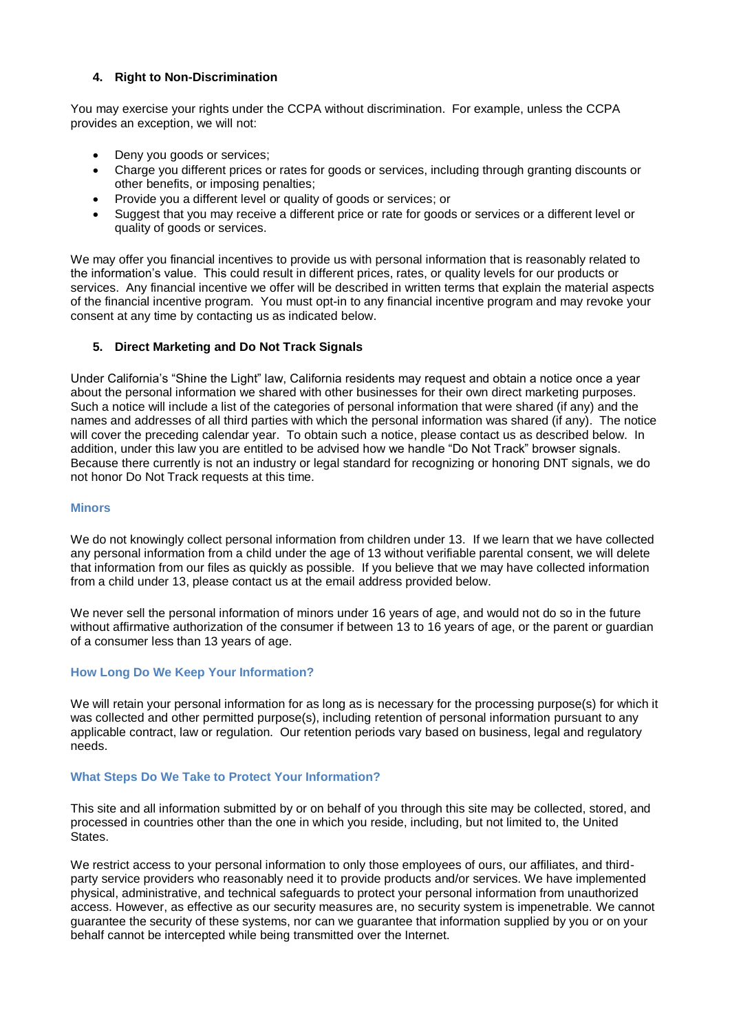### 4. Right to Non-Discrimination

You may exercise your rights under the CCPA without discrimination. For example, unless the CCPA provides an exception, we will not:

- Deny you goods or services;
- Charge you different prices or rates for goods or services, including through granting discounts or other benefits, or imposing penalties;
- Provide you a different level or quality of goods or services; or
- Suggest that you may receive a different price or rate for goods or services or a different level or quality of goods or services.

We may offer you financial incentives to provide us with personal information that is reasonably related to the information's value. This could result in different prices, rates, or quality levels for our products or services. Any financial incentive we offer will be described in written terms that explain the material aspects of the financial incentive program. You must opt-in to any financial incentive program and may revoke your consent at any time by contacting us as indicated below.

### 5. Direct Marketing and Do Not Track Signals

Under California's "Shine the Light" law, California residents may request and obtain a notice once a year about the personal information we shared with other businesses for their own direct marketing purposes. Such a notice will include a list of the categories of personal information that were shared (if any) and the names and addresses of all third parties with which the personal information was shared (if any). The notice will cover the preceding calendar year. To obtain such a notice, please contact us as described below. In addition, under this law you are entitled to be advised how we handle "Do Not Track" browser signals. Because there currently is not an industry or legal standard for recognizing or honoring DNT signals, we do not honor Do Not Track requests at this time.

## Minors

We do not knowingly collect personal information from children under 13. If we learn that we have collected any personal information from a child under the age of 13 without verifiable parental consent, we will delete that information from our files as quickly as possible. If you believe that we may have collected information from a child under 13, please contact us at the email address provided below.

We never sell the personal information of minors under 16 years of age, and would not do so in the future without affirmative authorization of the consumer if between 13 to 16 years of age, or the parent or guardian of a consumer less than 13 years of age.

## How Long Do We Keep Your Information?

We will retain your personal information for as long as is necessary for the processing purpose(s) for which it was collected and other permitted purpose(s), including retention of personal information pursuant to any applicable contract, law or regulation. Our retention periods vary based on business, legal and regulatory needs.

## What Steps Do We Take to Protect Your Information?

This site and all information submitted by or on behalf of you through this site may be collected, stored, and processed in countries other than the one in which you reside, including, but not limited to, the United States.

We restrict access to your personal information to only those employees of ours, our affiliates, and third-party service providers who reasonably need it to provide products and/or services. We have implemented physical, administrative, and technical safeguards to protect your personal information from unauthorized access. However, as effective as our security measures are, no security system is impenetrable. We cannot guarantee the security of these systems, nor can we guarantee that information supplied by you or on your behalf cannot be intercepted while being transmitted over the Internet.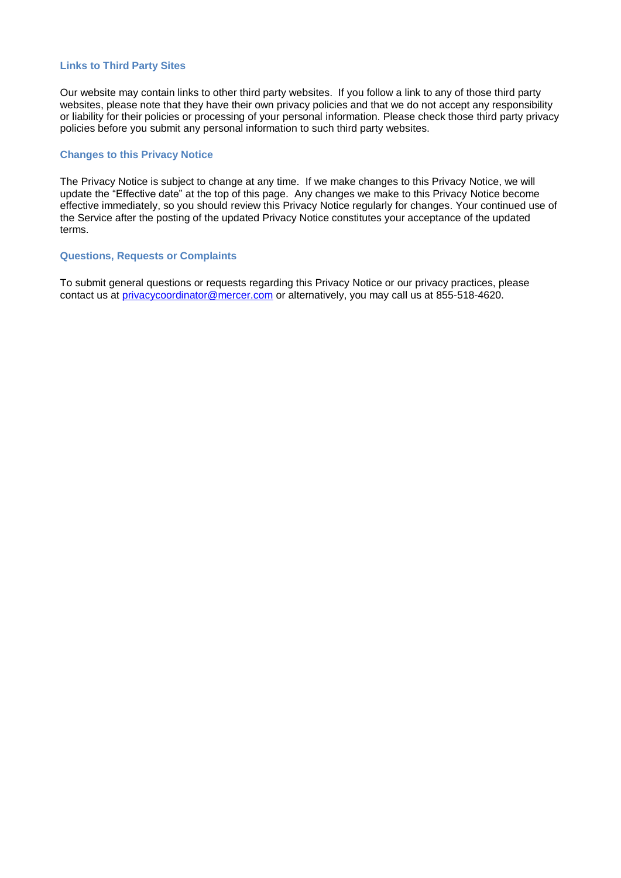### Links to Third Party Sites

Our website may contain links to other third party websites. If you follow a link to any of those third party websites, please note that they have their own privacy policies and that we do not accept any responsibility or liability for their policies or processing of your personal information. Please check those third party privacy policies before you submit any personal information to such third party websites.

### Changes to this Privacy Notice

The Privacy Notice is subject to change at any time. If we make changes to this Privacy Notice, we will update the "Effective date" at the top of this page. Any changes we make to this Privacy Notice become effective immediately, so you should review this Privacy Notice regularly for changes. Your continued use of the Service after the posting of the updated Privacy Notice constitutes your acceptance of the updated terms.

### Questions, Requests or Complaints

To submit general questions or requests regarding this Privacy Notice or our privacy practices, please contact us at privacycoordinator@mercer.com or alternatively, you may call us at 855-518-4620.